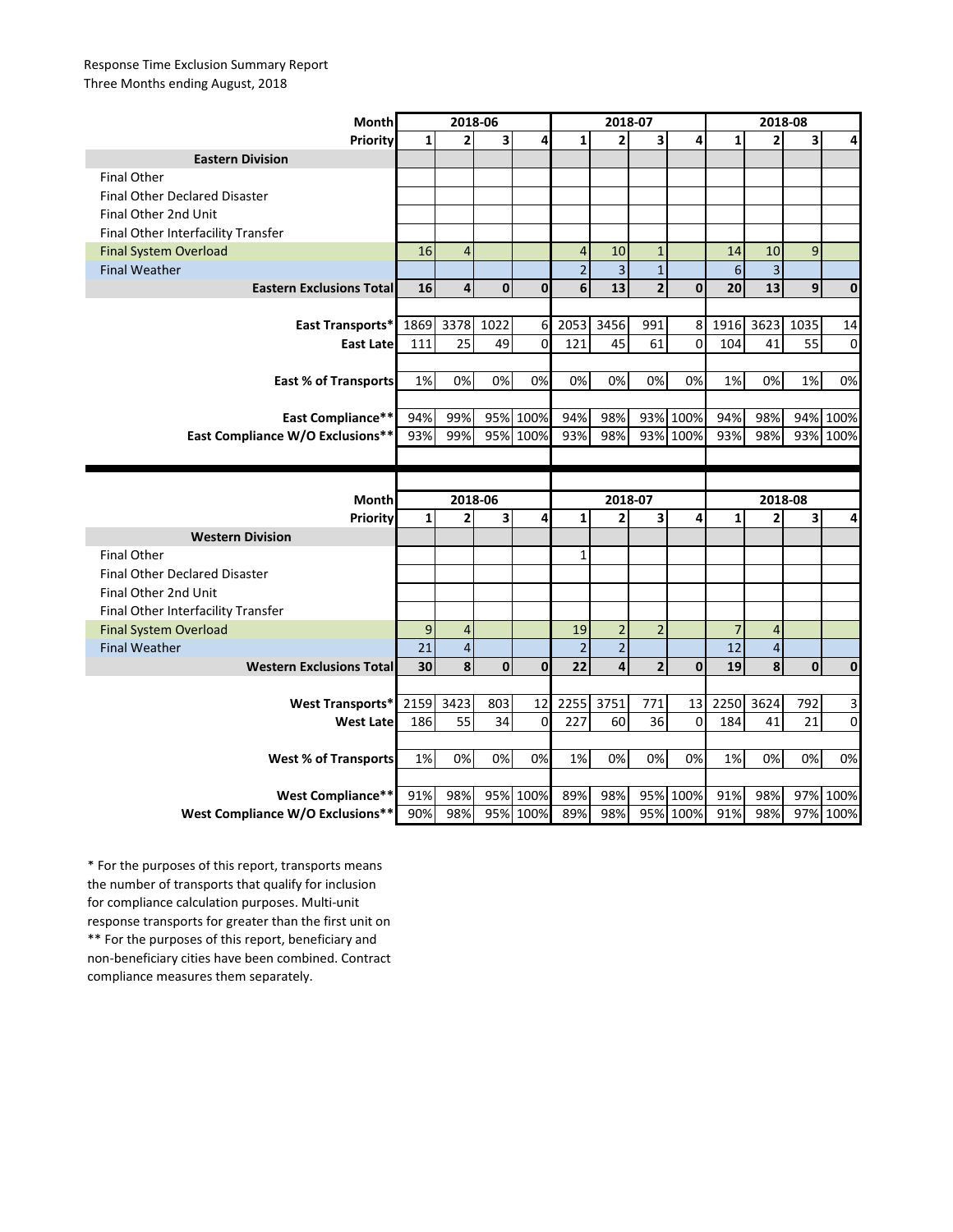Response Time Exclusion Summary Report
Three Months ending August, 2018

| Month | 2018-06 | | | | 2018-07 | | | | 2018-08 | | | |
|---|---|---|---|---|---|---|---|---|---|---|---|---|
| Priority | 1 | 2 | 3 | 4 | 1 | 2 | 3 | 4 | 1 | 2 | 3 | 4 |
| **Eastern Division** | | | | | | | | | | | | |
| Final Other | | | | | | | | | | | | |
| Final Other Declared Disaster | | | | | | | | | | | | |
| Final Other 2nd Unit | | | | | | | | | | | | |
| Final Other Interfacility Transfer | | | | | | | | | | | | |
| Final System Overload | 16 | 4 | | | 4 | 10 | 1 | | 14 | 10 | 9 | |
| Final Weather | | | | | 2 | 3 | 1 | | 6 | 3 | | |
| **Eastern Exclusions Total** | **16** | **4** | **0** | **0** | **6** | **13** | **2** | **0** | **20** | **13** | **9** | **0** |
| | | | | | | | | | | | | |
| **East Transports*** | 1869 | 3378 | 1022 | 6 | 2053 | 3456 | 991 | 8 | 1916 | 3623 | 1035 | 14 |
| **East Late** | 111 | 25 | 49 | 0 | 121 | 45 | 61 | 0 | 104 | 41 | 55 | 0 |
| | | | | | | | | | | | | |
| **East % of Transports** | 1% | 0% | 0% | 0% | 0% | 0% | 0% | 0% | 1% | 0% | 1% | 0% |
| | | | | | | | | | | | | |
| **East Compliance**** | 94% | 99% | 95% | 100% | 94% | 98% | 93% | 100% | 94% | 98% | 94% | 100% |
| **East Compliance W/O Exclusions**** | 93% | 99% | 95% | 100% | 93% | 98% | 93% | 100% | 93% | 98% | 93% | 100% |

| Month | 2018-06 | | | | 2018-07 | | | | 2018-08 | | | |
|---|---|---|---|---|---|---|---|---|---|---|---|---|
| Priority | 1 | 2 | 3 | 4 | 1 | 2 | 3 | 4 | 1 | 2 | 3 | 4 |
| **Western Division** | | | | | | | | | | | | |
| Final Other | | | | | 1 | | | | | | | |
| Final Other Declared Disaster | | | | | | | | | | | | |
| Final Other 2nd Unit | | | | | | | | | | | | |
| Final Other Interfacility Transfer | | | | | | | | | | | | |
| Final System Overload | 9 | 4 | | | 19 | 2 | 2 | | 7 | 4 | | |
| Final Weather | 21 | 4 | | | 2 | 2 | | | 12 | 4 | | |
| **Western Exclusions Total** | **30** | **8** | **0** | **0** | **22** | **4** | **2** | **0** | **19** | **8** | **0** | **0** |
| | | | | | | | | | | | | |
| **West Transports*** | 2159 | 3423 | 803 | 12 | 2255 | 3751 | 771 | 13 | 2250 | 3624 | 792 | 3 |
| **West Late** | 186 | 55 | 34 | 0 | 227 | 60 | 36 | 0 | 184 | 41 | 21 | 0 |
| | | | | | | | | | | | | |
| **West % of Transports** | 1% | 0% | 0% | 0% | 1% | 0% | 0% | 0% | 1% | 0% | 0% | 0% |
| | | | | | | | | | | | | |
| **West Compliance**** | 91% | 98% | 95% | 100% | 89% | 98% | 95% | 100% | 91% | 98% | 97% | 100% |
| **West Compliance W/O Exclusions**** | 90% | 98% | 95% | 100% | 89% | 98% | 95% | 100% | 91% | 98% | 97% | 100% |

* For the purposes of this report, transports means the number of transports that qualify for inclusion for compliance calculation purposes. Multi-unit response transports for greater than the first unit on
** For the purposes of this report, beneficiary and non-beneficiary cities have been combined. Contract compliance measures them separately.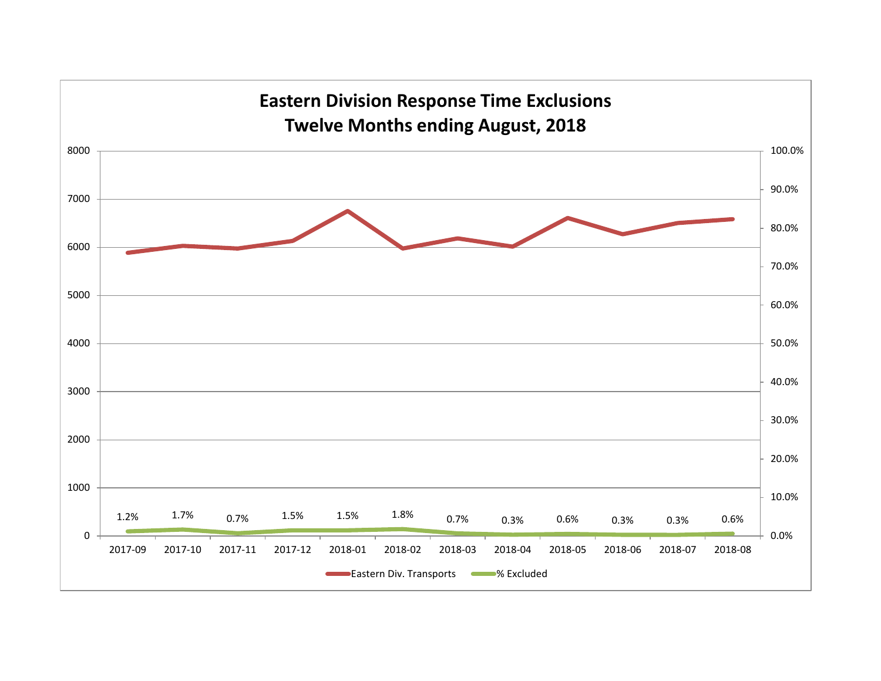# Eastern Division Response Time Exclusions
## Twelve Months ending August, 2018

| Month | % Excluded |
|---|---|
| 2017-09 | 1.2% |
| 2017-10 | 1.7% |
| 2017-11 | 0.7% |
| 2017-12 | 1.5% |
| 2018-01 | 1.5% |
| 2018-02 | 1.8% |
| 2018-03 | 0.7% |
| 2018-04 | 0.3% |
| 2018-05 | 0.6% |
| 2018-06 | 0.3% |
| 2018-07 | 0.3% |
| 2018-08 | 0.6% |

Eastern Div. Transports    % Excluded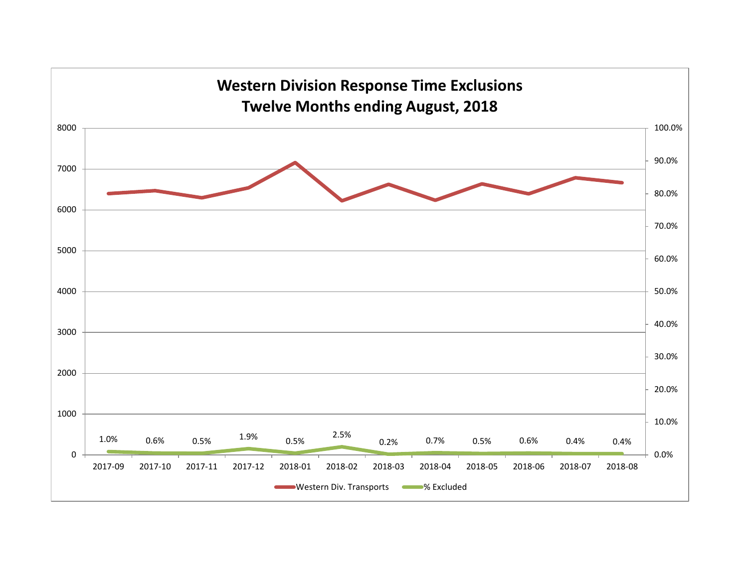# Western Division Response Time Exclusions
## Twelve Months ending August, 2018

8000
7000
6000
5000
4000
3000
2000
1000
0

100.0%
90.0%
80.0%
70.0%
60.0%
50.0%
40.0%
30.0%
20.0%
10.0%
0.0%

1.0% 0.6% 0.5% 1.9% 0.5% 2.5% 0.2% 0.7% 0.5% 0.6% 0.4% 0.4%

2017-09 2017-10 2017-11 2017-12 2018-01 2018-02 2018-03 2018-04 2018-05 2018-06 2018-07 2018-08

Western Div. Transports
% Excluded